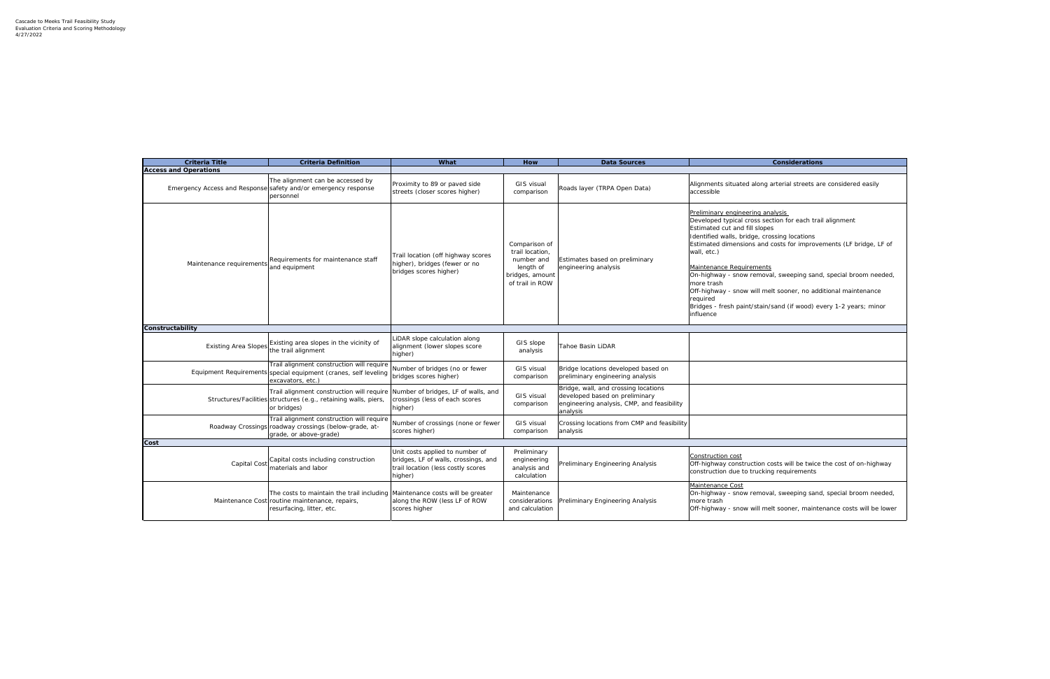Cascade to Meeks Trail Feasibility Study
Evaluation Criteria and Scoring Methodology
4/27/2022

| Criteria Title | Criteria Definition | What | How | Data Sources | Considerations |
|---|---|---|---|---|---|
| **Access and Operations** | | | | | |
| Emergency Access and Response | The alignment can be accessed by safety and/or emergency response personnel | Proximity to 89 or paved side streets (closer scores higher) | GIS visual comparison | Roads layer (TRPA Open Data) | Alignments situated along arterial streets are considered easily accessible |
| Maintenance requirements | Requirements for maintenance staff and equipment | Trail location (off highway scores higher), bridges (fewer or no bridges scores higher) | Comparison of trail location, number and length of bridges, amount of trail in ROW | Estimates based on preliminary engineering analysis | Preliminary engineering analysis<br>Developed typical cross section for each trail alignment<br>Estimated cut and fill slopes<br>Identified walls, bridge, crossing locations<br>Estimated dimensions and costs for improvements (LF bridge, LF of wall, etc.)<br><br>Maintenance Requirements<br>On-highway - snow removal, sweeping sand, special broom needed, more trash<br>Off-highway - snow will melt sooner, no additional maintenance required<br>Bridges - fresh paint/stain/sand (if wood) every 1-2 years; minor influence |
| **Constructability** | | | | | |
| Existing Area Slopes | Existing area slopes in the vicinity of the trail alignment | LiDAR slope calculation along alignment (lower slopes score higher) | GIS slope analysis | Tahoe Basin LiDAR | |
| Equipment Requirements | Trail alignment construction will require special equipment (cranes, self leveling excavators, etc.) | Number of bridges (no or fewer bridges scores higher) | GIS visual comparison | Bridge locations developed based on preliminary engineering analysis | |
| Structures/Facilities | Trail alignment construction will require structures (e.g., retaining walls, piers, or bridges) | Number of bridges, LF of walls, and crossings (less of each scores higher) | GIS visual comparison | Bridge, wall, and crossing locations developed based on preliminary engineering analysis, CMP, and feasibility analysis | |
| Roadway Crossings | Trail alignment construction will require roadway crossings (below-grade, at-grade, or above-grade) | Number of crossings (none or fewer scores higher) | GIS visual comparison | Crossing locations from CMP and feasibility analysis | |
| **Cost** | | | | | |
| Capital Cost | Capital costs including construction materials and labor | Unit costs applied to number of bridges, LF of walls, crossings, and trail location (less costly scores higher) | Preliminary engineering analysis and calculation | Preliminary Engineering Analysis | Construction cost<br>Off-highway construction costs will be twice the cost of on-highway construction due to trucking requirements |
| Maintenance Cost | The costs to maintain the trail including routine maintenance, repairs, resurfacing, litter, etc. | Maintenance costs will be greater along the ROW (less LF of ROW scores higher | Maintenance considerations and calculation | Preliminary Engineering Analysis | Maintenance Cost<br>On-highway - snow removal, sweeping sand, special broom needed, more trash<br>Off-highway - snow will melt sooner, maintenance costs will be lower |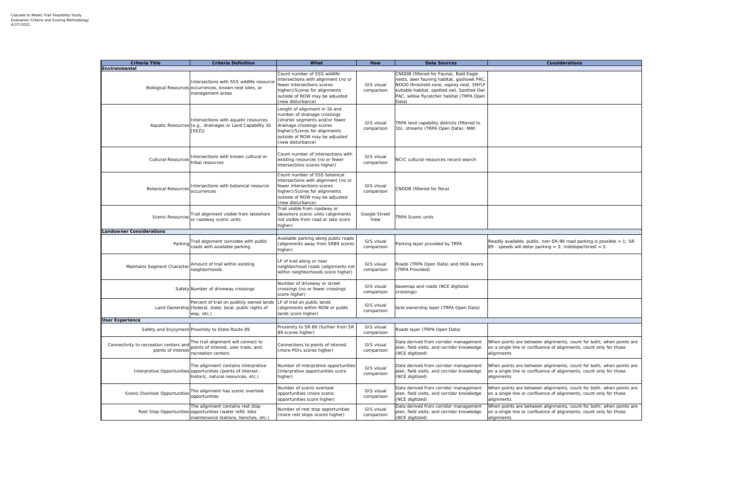Cascade to Meeks Trail Feasibility Study
Evaluation Criteria and Scoring Methodology
4/27/2022

| Criteria Title | Criteria Definition | What | How | Data Sources | Considerations |
|---|---|---|---|---|---|
| **Environmental** | | | | | |
| Biological Resources | Intersections with SSS wildlife resource occurrences, known nest sites, or management areas | Count number of SSS wildlife intersections with alignment (no or fewer intersections scores higher)/Scores for alignments outside of ROW may be adjusted (new disturbance) | GIS visual comparison | CNDDB (filtered for Fauna), Bald Eagle nests, deer fauning habitat, goshawk PAC, NOGO threshold zone, osprey nest, SNYLF suitable habitat, spotted owl, Spotted Owl PAC, willow flycatcher habitat (TRPA Open Data) | |
| Aquatic Resources | Intersections with aquatic resources (e.g., drainages or Land Capability 1b [SEZ]) | Length of alignment in 1b and number of drainage crossings (shorter segments and/or fewer drainage crossings scores higher)/Scores for alignments outside of ROW may be adjusted (new disturbance) | GIS visual comparison | TRPA land capability districts (filtered to 1b), streams (TRPA Open Data); NWI | |
| Cultural Resources | Intersections with known cultural or tribal resources | Count number of intersections with existing resources (no or fewer intersections scores higher) | GIS visual comparison | NCIC cultural resources record search | |
| Botanical Resources | Intersections with botanical resource occurrences | Count number of SSS botanical intersections with alignment (no or fewer intersections scores higher)/Scores for alignments outside of ROW may be adjusted (new disturbance) | GIS visual comparison | CNDDB (filtered for flora) | |
| Scenic Resources | Trail alignment visible from lakeshore or roadway scenic units | Trail visible from roadway or lakeshore scenic units (alignments not visible from road or lake score higher) | Google Street View | TRPA Scenic units | |
| **Landowner Considerations** | | | | | |
| Parking | Trail alignment coincides with public roads with available parking | Available parking along public roads (alignments away from SR89 scores higher) | GIS visual comparison | Parking layer provided by TRPA | Readily available, public, non-SR-89 road parking is possible = 1; SR 89 - speeds will deter parking = 3; midslope/forest = 5 |
| Maintains Segment Character | Amount of trail within existing neighborhoods | LF of trail along or near neighborhood roads (alignments not within neighborhoods score higher) | GIS visual comparison | Roads (TRPA Open Data) and HOA layers (TRPA Provided) | |
| Safety | Number of driveway crossings | Number of driveway or street crossings (no or fewer crossings score higher) | GIS visual comparison | basemap and roads (NCE digitized crossings) | |
| Land Ownership | Percent of trail on publicly owned lands (federal, state, local, public rights of way, etc.) | LF of trail on public lands (alignments within ROW or public lands score higher) | GIS visual comparison | land ownership layer (TRPA Open Data) | |
| **User Experience** | | | | | |
| Safety and Enjoyment | Proximity to State Route 89 | Proximity to SR 89 (further from SR 89 scores higher) | GIS visual comparison | Roads layer (TRPA Open Data) | |
| Connectivity to recreation centers and points of interest | The trail alignment will connect to points of interest, user trails, and recreation centers | Connections to points of interest (more POIs scores higher) | GIS visual comparison | Data derived from corridor management plan, field visits, and corridor knowledge (NCE digitized) | When points are between alignments, count for both; when points are on a single line or confluence of alignments, count only for those alignments |
| Interpretive Opportunities | The alignment contains interpretive opportunities (points of interest - historic, natural resources, etc.) | Number of interpretive opportunities (interpretive opportunities score higher) | GIS visual comparison | Data derived from corridor management plan, field visits, and corridor knowledge (NCE digitized) | When points are between alignments, count for both; when points are on a single line or confluence of alignments, count only for those alignments |
| Scenic Overlook Opportunities | The alignment has scenic overlook opportunities | Number of scenic overlook opportunities (more scenic opportunities score higher) | GIS visual comparison | Data derived from corridor management plan, field visits, and corridor knowledge (NCE digitized) | When points are between alignments, count for both; when points are on a single line or confluence of alignments, count only for those alignments |
| Rest Stop Opportunities | The alignment contains rest stop opportunities (water refill, bike maintenance stations, benches, etc.) | Number of rest stop opportunities (more rest stops scores higher) | GIS visual comparison | Data derived from corridor management plan, field visits, and corridor knowledge (NCE digitized) | When points are between alignments, count for both; when points are on a single line or confluence of alignments, count only for those alignments |